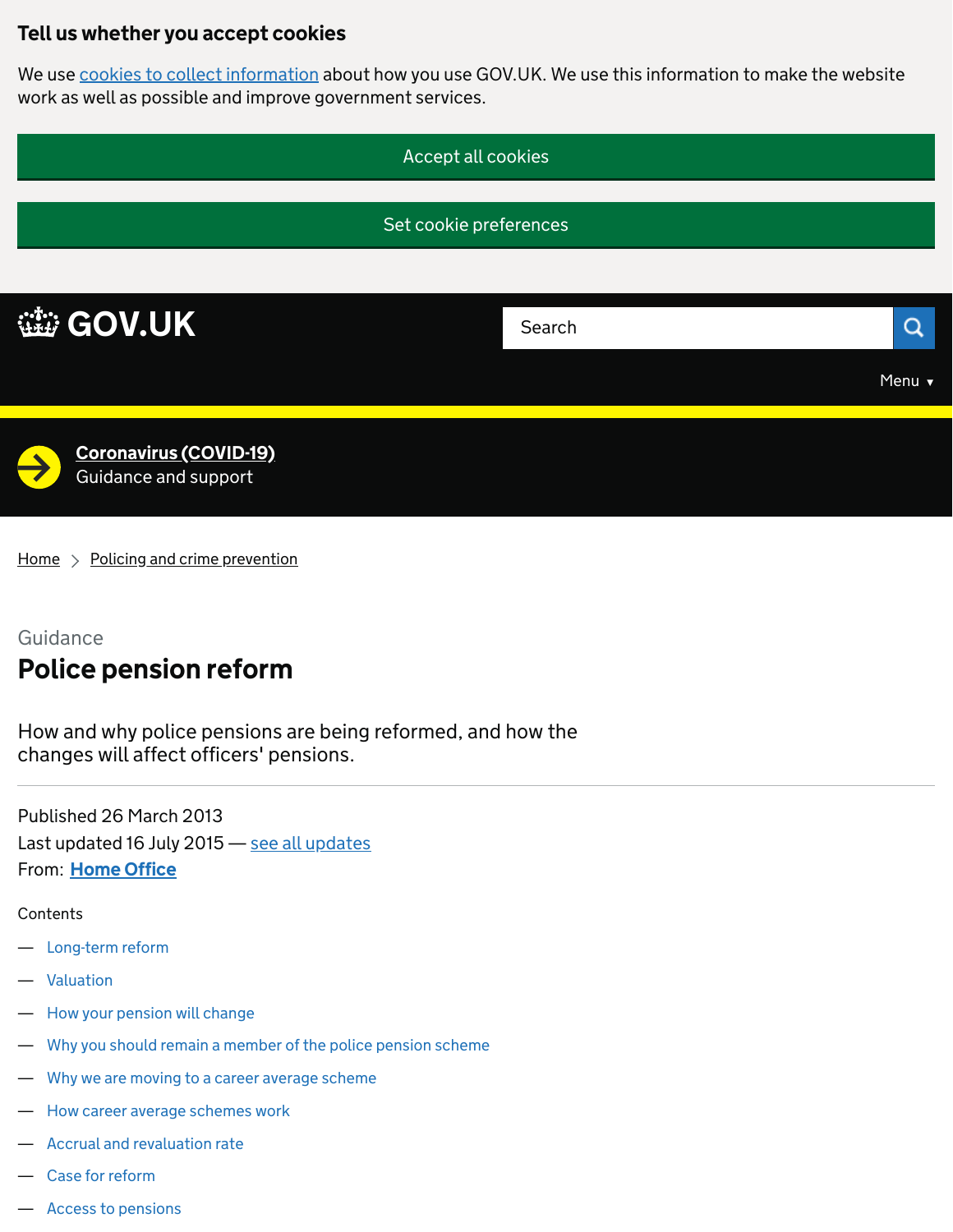## Tell us whether you accept cookies

We use cookies to collect information about how you use GOV.UK. We use this information to make the website work as well as possible and improve government services.

Accept all cookies

Set cookie preferences

GOV.UK

Search

Menu ▾

**Coronavirus (COVID-19)**
Guidance and support

Home > Policing and crime prevention

Guidance

# Police pension reform

How and why police pensions are being reformed, and how the changes will affect officers' pensions.

Published 26 March 2013
Last updated 16 July 2015 — see all updates
From: **Home Office**

Contents

- Long-term reform
- Valuation
- How your pension will change
- Why you should remain a member of the police pension scheme
- Why we are moving to a career average scheme
- How career average schemes work
- Accrual and revaluation rate
- Case for reform
- Access to pensions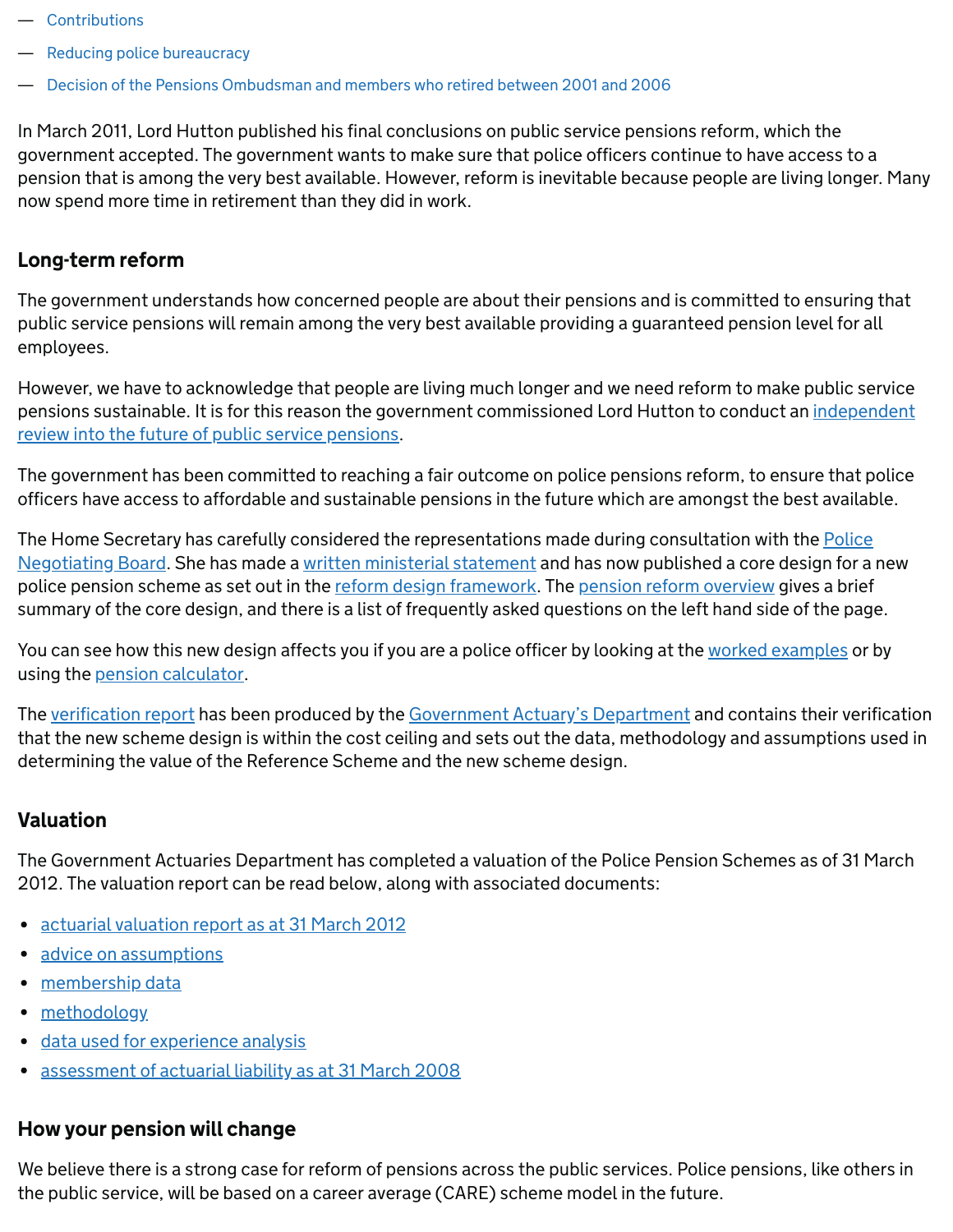— Contributions

— Reducing police bureaucracy

— Decision of the Pensions Ombudsman and members who retired between 2001 and 2006

In March 2011, Lord Hutton published his final conclusions on public service pensions reform, which the government accepted. The government wants to make sure that police officers continue to have access to a pension that is among the very best available. However, reform is inevitable because people are living longer. Many now spend more time in retirement than they did in work.

## Long-term reform

The government understands how concerned people are about their pensions and is committed to ensuring that public service pensions will remain among the very best available providing a guaranteed pension level for all employees.

However, we have to acknowledge that people are living much longer and we need reform to make public service pensions sustainable. It is for this reason the government commissioned Lord Hutton to conduct an independent review into the future of public service pensions.

The government has been committed to reaching a fair outcome on police pensions reform, to ensure that police officers have access to affordable and sustainable pensions in the future which are amongst the best available.

The Home Secretary has carefully considered the representations made during consultation with the Police Negotiating Board. She has made a written ministerial statement and has now published a core design for a new police pension scheme as set out in the reform design framework. The pension reform overview gives a brief summary of the core design, and there is a list of frequently asked questions on the left hand side of the page.

You can see how this new design affects you if you are a police officer by looking at the worked examples or by using the pension calculator.

The verification report has been produced by the Government Actuary's Department and contains their verification that the new scheme design is within the cost ceiling and sets out the data, methodology and assumptions used in determining the value of the Reference Scheme and the new scheme design.

## Valuation

The Government Actuaries Department has completed a valuation of the Police Pension Schemes as of 31 March 2012. The valuation report can be read below, along with associated documents:

- actuarial valuation report as at 31 March 2012
- advice on assumptions
- membership data
- methodology
- data used for experience analysis
- assessment of actuarial liability as at 31 March 2008

## How your pension will change

We believe there is a strong case for reform of pensions across the public services. Police pensions, like others in the public service, will be based on a career average (CARE) scheme model in the future.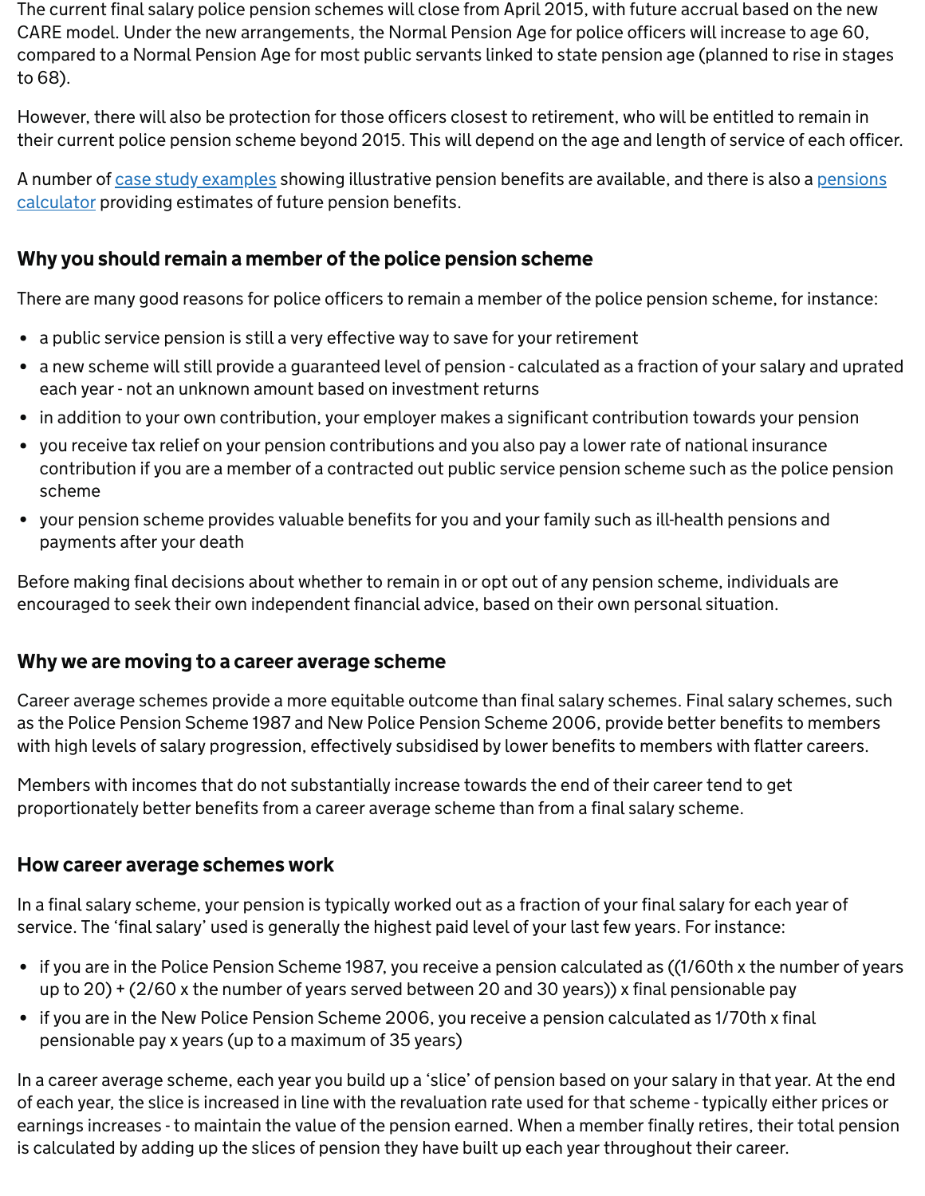The current final salary police pension schemes will close from April 2015, with future accrual based on the new CARE model. Under the new arrangements, the Normal Pension Age for police officers will increase to age 60, compared to a Normal Pension Age for most public servants linked to state pension age (planned to rise in stages to 68).

However, there will also be protection for those officers closest to retirement, who will be entitled to remain in their current police pension scheme beyond 2015. This will depend on the age and length of service of each officer.

A number of [case study examples] showing illustrative pension benefits are available, and there is also a [pensions calculator] providing estimates of future pension benefits.

## Why you should remain a member of the police pension scheme

There are many good reasons for police officers to remain a member of the police pension scheme, for instance:

- a public service pension is still a very effective way to save for your retirement
- a new scheme will still provide a guaranteed level of pension - calculated as a fraction of your salary and uprated each year - not an unknown amount based on investment returns
- in addition to your own contribution, your employer makes a significant contribution towards your pension
- you receive tax relief on your pension contributions and you also pay a lower rate of national insurance contribution if you are a member of a contracted out public service pension scheme such as the police pension scheme
- your pension scheme provides valuable benefits for you and your family such as ill-health pensions and payments after your death

Before making final decisions about whether to remain in or opt out of any pension scheme, individuals are encouraged to seek their own independent financial advice, based on their own personal situation.

## Why we are moving to a career average scheme

Career average schemes provide a more equitable outcome than final salary schemes. Final salary schemes, such as the Police Pension Scheme 1987 and New Police Pension Scheme 2006, provide better benefits to members with high levels of salary progression, effectively subsidised by lower benefits to members with flatter careers.

Members with incomes that do not substantially increase towards the end of their career tend to get proportionately better benefits from a career average scheme than from a final salary scheme.

## How career average schemes work

In a final salary scheme, your pension is typically worked out as a fraction of your final salary for each year of service. The 'final salary' used is generally the highest paid level of your last few years. For instance:

- if you are in the Police Pension Scheme 1987, you receive a pension calculated as ((1/60th x the number of years up to 20) + (2/60 x the number of years served between 20 and 30 years)) x final pensionable pay
- if you are in the New Police Pension Scheme 2006, you receive a pension calculated as 1/70th x final pensionable pay x years (up to a maximum of 35 years)

In a career average scheme, each year you build up a 'slice' of pension based on your salary in that year. At the end of each year, the slice is increased in line with the revaluation rate used for that scheme - typically either prices or earnings increases - to maintain the value of the pension earned. When a member finally retires, their total pension is calculated by adding up the slices of pension they have built up each year throughout their career.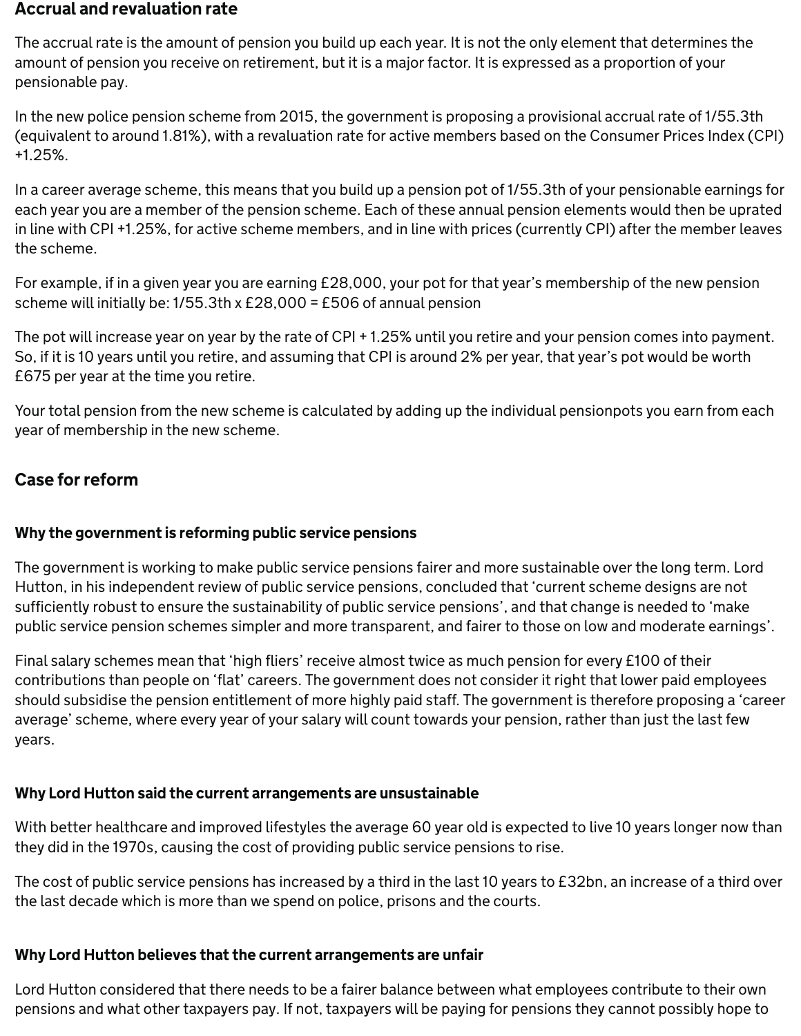## Accrual and revaluation rate

The accrual rate is the amount of pension you build up each year. It is not the only element that determines the amount of pension you receive on retirement, but it is a major factor. It is expressed as a proportion of your pensionable pay.

In the new police pension scheme from 2015, the government is proposing a provisional accrual rate of 1/55.3th (equivalent to around 1.81%), with a revaluation rate for active members based on the Consumer Prices Index (CPI) +1.25%.

In a career average scheme, this means that you build up a pension pot of 1/55.3th of your pensionable earnings for each year you are a member of the pension scheme. Each of these annual pension elements would then be uprated in line with CPI +1.25%, for active scheme members, and in line with prices (currently CPI) after the member leaves the scheme.

For example, if in a given year you are earning £28,000, your pot for that year's membership of the new pension scheme will initially be: 1/55.3th x £28,000 = £506 of annual pension

The pot will increase year on year by the rate of CPI + 1.25% until you retire and your pension comes into payment. So, if it is 10 years until you retire, and assuming that CPI is around 2% per year, that year's pot would be worth £675 per year at the time you retire.

Your total pension from the new scheme is calculated by adding up the individual pensionpots you earn from each year of membership in the new scheme.

## Case for reform

### Why the government is reforming public service pensions

The government is working to make public service pensions fairer and more sustainable over the long term. Lord Hutton, in his independent review of public service pensions, concluded that 'current scheme designs are not sufficiently robust to ensure the sustainability of public service pensions', and that change is needed to 'make public service pension schemes simpler and more transparent, and fairer to those on low and moderate earnings'.

Final salary schemes mean that 'high fliers' receive almost twice as much pension for every £100 of their contributions than people on 'flat' careers. The government does not consider it right that lower paid employees should subsidise the pension entitlement of more highly paid staff. The government is therefore proposing a 'career average' scheme, where every year of your salary will count towards your pension, rather than just the last few years.

### Why Lord Hutton said the current arrangements are unsustainable

With better healthcare and improved lifestyles the average 60 year old is expected to live 10 years longer now than they did in the 1970s, causing the cost of providing public service pensions to rise.

The cost of public service pensions has increased by a third in the last 10 years to £32bn, an increase of a third over the last decade which is more than we spend on police, prisons and the courts.

### Why Lord Hutton believes that the current arrangements are unfair

Lord Hutton considered that there needs to be a fairer balance between what employees contribute to their own pensions and what other taxpayers pay. If not, taxpayers will be paying for pensions they cannot possibly hope to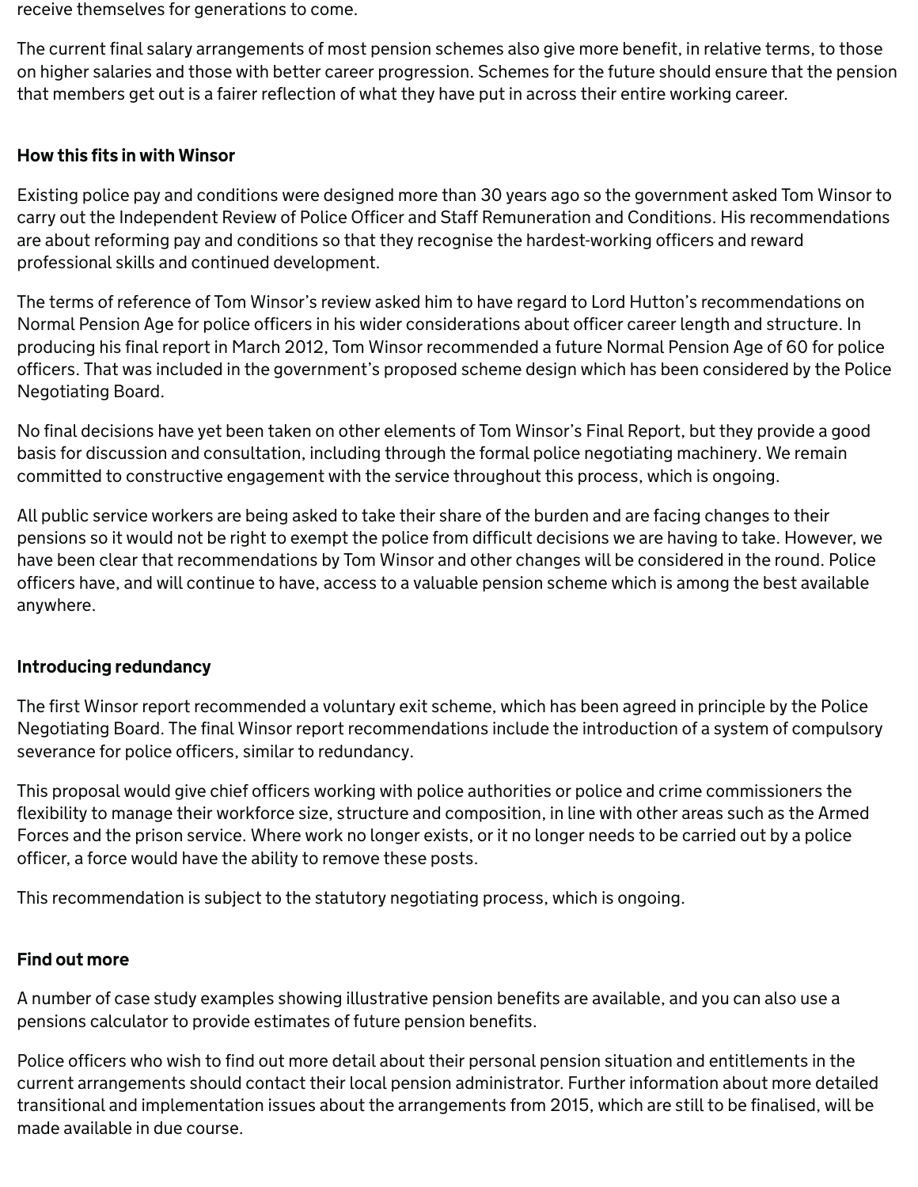receive themselves for generations to come.

The current final salary arrangements of most pension schemes also give more benefit, in relative terms, to those on higher salaries and those with better career progression. Schemes for the future should ensure that the pension that members get out is a fairer reflection of what they have put in across their entire working career.

## How this fits in with Winsor

Existing police pay and conditions were designed more than 30 years ago so the government asked Tom Winsor to carry out the Independent Review of Police Officer and Staff Remuneration and Conditions. His recommendations are about reforming pay and conditions so that they recognise the hardest-working officers and reward professional skills and continued development.

The terms of reference of Tom Winsor's review asked him to have regard to Lord Hutton's recommendations on Normal Pension Age for police officers in his wider considerations about officer career length and structure. In producing his final report in March 2012, Tom Winsor recommended a future Normal Pension Age of 60 for police officers. That was included in the government's proposed scheme design which has been considered by the Police Negotiating Board.

No final decisions have yet been taken on other elements of Tom Winsor's Final Report, but they provide a good basis for discussion and consultation, including through the formal police negotiating machinery. We remain committed to constructive engagement with the service throughout this process, which is ongoing.

All public service workers are being asked to take their share of the burden and are facing changes to their pensions so it would not be right to exempt the police from difficult decisions we are having to take. However, we have been clear that recommendations by Tom Winsor and other changes will be considered in the round. Police officers have, and will continue to have, access to a valuable pension scheme which is among the best available anywhere.

## Introducing redundancy

The first Winsor report recommended a voluntary exit scheme, which has been agreed in principle by the Police Negotiating Board. The final Winsor report recommendations include the introduction of a system of compulsory severance for police officers, similar to redundancy.

This proposal would give chief officers working with police authorities or police and crime commissioners the flexibility to manage their workforce size, structure and composition, in line with other areas such as the Armed Forces and the prison service. Where work no longer exists, or it no longer needs to be carried out by a police officer, a force would have the ability to remove these posts.

This recommendation is subject to the statutory negotiating process, which is ongoing.

## Find out more

A number of case study examples showing illustrative pension benefits are available, and you can also use a pensions calculator to provide estimates of future pension benefits.

Police officers who wish to find out more detail about their personal pension situation and entitlements in the current arrangements should contact their local pension administrator. Further information about more detailed transitional and implementation issues about the arrangements from 2015, which are still to be finalised, will be made available in due course.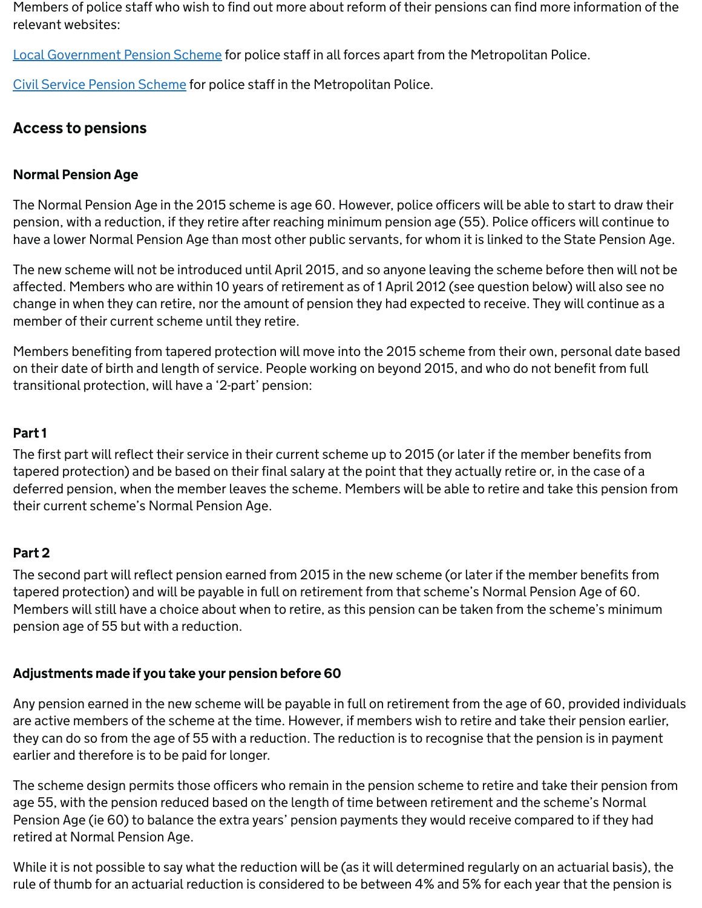Members of police staff who wish to find out more about reform of their pensions can find more information of the relevant websites:

[Local Government Pension Scheme](#) for police staff in all forces apart from the Metropolitan Police.

[Civil Service Pension Scheme](#) for police staff in the Metropolitan Police.

## Access to pensions

### Normal Pension Age

The Normal Pension Age in the 2015 scheme is age 60. However, police officers will be able to start to draw their pension, with a reduction, if they retire after reaching minimum pension age (55). Police officers will continue to have a lower Normal Pension Age than most other public servants, for whom it is linked to the State Pension Age.

The new scheme will not be introduced until April 2015, and so anyone leaving the scheme before then will not be affected. Members who are within 10 years of retirement as of 1 April 2012 (see question below) will also see no change in when they can retire, nor the amount of pension they had expected to receive. They will continue as a member of their current scheme until they retire.

Members benefiting from tapered protection will move into the 2015 scheme from their own, personal date based on their date of birth and length of service. People working on beyond 2015, and who do not benefit from full transitional protection, will have a '2-part' pension:

### Part 1

The first part will reflect their service in their current scheme up to 2015 (or later if the member benefits from tapered protection) and be based on their final salary at the point that they actually retire or, in the case of a deferred pension, when the member leaves the scheme. Members will be able to retire and take this pension from their current scheme's Normal Pension Age.

### Part 2

The second part will reflect pension earned from 2015 in the new scheme (or later if the member benefits from tapered protection) and will be payable in full on retirement from that scheme's Normal Pension Age of 60. Members will still have a choice about when to retire, as this pension can be taken from the scheme's minimum pension age of 55 but with a reduction.

### Adjustments made if you take your pension before 60

Any pension earned in the new scheme will be payable in full on retirement from the age of 60, provided individuals are active members of the scheme at the time. However, if members wish to retire and take their pension earlier, they can do so from the age of 55 with a reduction. The reduction is to recognise that the pension is in payment earlier and therefore is to be paid for longer.

The scheme design permits those officers who remain in the pension scheme to retire and take their pension from age 55, with the pension reduced based on the length of time between retirement and the scheme's Normal Pension Age (ie 60) to balance the extra years' pension payments they would receive compared to if they had retired at Normal Pension Age.

While it is not possible to say what the reduction will be (as it will determined regularly on an actuarial basis), the rule of thumb for an actuarial reduction is considered to be between 4% and 5% for each year that the pension is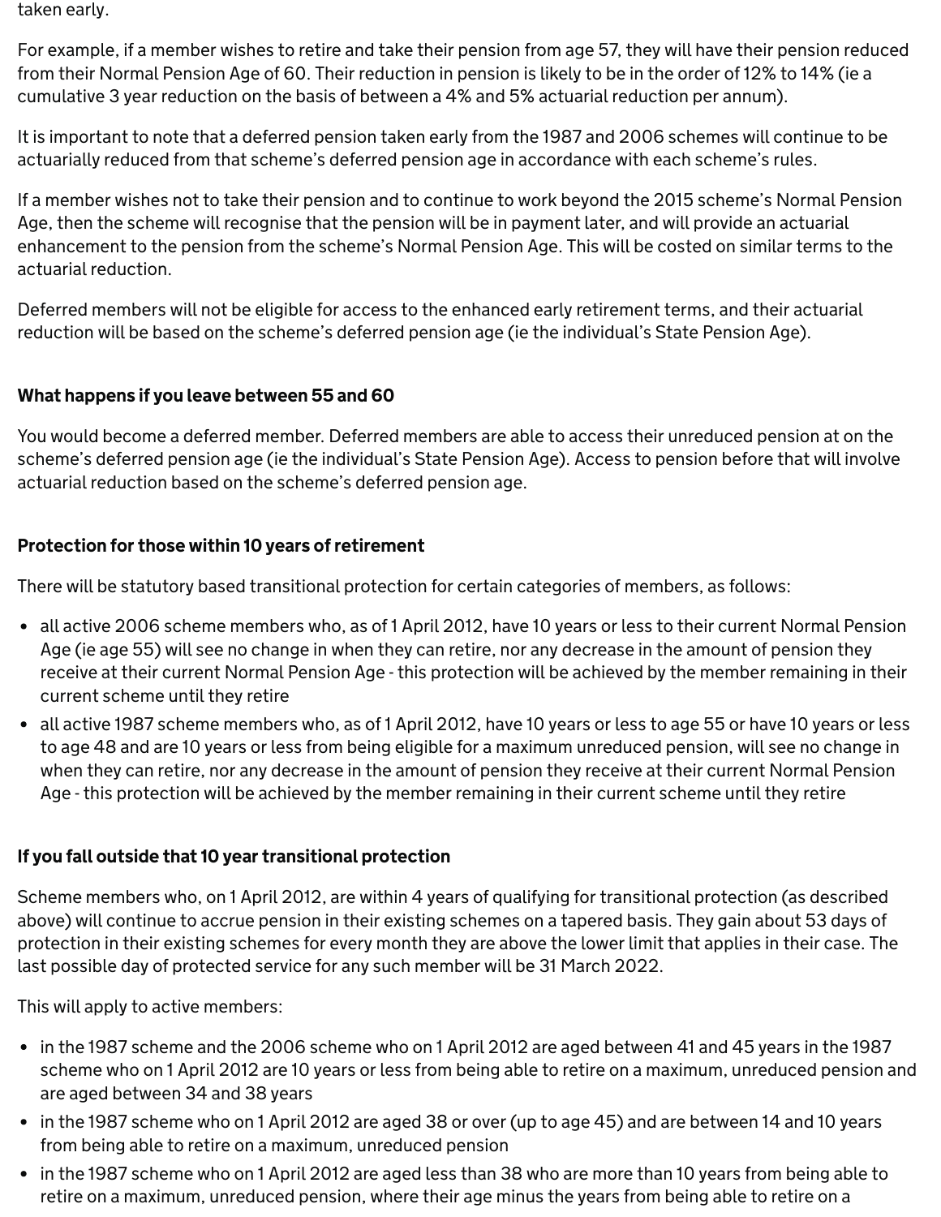taken early.

For example, if a member wishes to retire and take their pension from age 57, they will have their pension reduced from their Normal Pension Age of 60. Their reduction in pension is likely to be in the order of 12% to 14% (ie a cumulative 3 year reduction on the basis of between a 4% and 5% actuarial reduction per annum).

It is important to note that a deferred pension taken early from the 1987 and 2006 schemes will continue to be actuarially reduced from that scheme's deferred pension age in accordance with each scheme's rules.

If a member wishes not to take their pension and to continue to work beyond the 2015 scheme's Normal Pension Age, then the scheme will recognise that the pension will be in payment later, and will provide an actuarial enhancement to the pension from the scheme's Normal Pension Age. This will be costed on similar terms to the actuarial reduction.

Deferred members will not be eligible for access to the enhanced early retirement terms, and their actuarial reduction will be based on the scheme's deferred pension age (ie the individual's State Pension Age).

### What happens if you leave between 55 and 60

You would become a deferred member. Deferred members are able to access their unreduced pension at on the scheme's deferred pension age (ie the individual's State Pension Age). Access to pension before that will involve actuarial reduction based on the scheme's deferred pension age.

### Protection for those within 10 years of retirement

There will be statutory based transitional protection for certain categories of members, as follows:

- all active 2006 scheme members who, as of 1 April 2012, have 10 years or less to their current Normal Pension Age (ie age 55) will see no change in when they can retire, nor any decrease in the amount of pension they receive at their current Normal Pension Age - this protection will be achieved by the member remaining in their current scheme until they retire
- all active 1987 scheme members who, as of 1 April 2012, have 10 years or less to age 55 or have 10 years or less to age 48 and are 10 years or less from being eligible for a maximum unreduced pension, will see no change in when they can retire, nor any decrease in the amount of pension they receive at their current Normal Pension Age - this protection will be achieved by the member remaining in their current scheme until they retire

### If you fall outside that 10 year transitional protection

Scheme members who, on 1 April 2012, are within 4 years of qualifying for transitional protection (as described above) will continue to accrue pension in their existing schemes on a tapered basis. They gain about 53 days of protection in their existing schemes for every month they are above the lower limit that applies in their case. The last possible day of protected service for any such member will be 31 March 2022.

This will apply to active members:

- in the 1987 scheme and the 2006 scheme who on 1 April 2012 are aged between 41 and 45 years in the 1987 scheme who on 1 April 2012 are 10 years or less from being able to retire on a maximum, unreduced pension and are aged between 34 and 38 years
- in the 1987 scheme who on 1 April 2012 are aged 38 or over (up to age 45) and are between 14 and 10 years from being able to retire on a maximum, unreduced pension
- in the 1987 scheme who on 1 April 2012 are aged less than 38 who are more than 10 years from being able to retire on a maximum, unreduced pension, where their age minus the years from being able to retire on a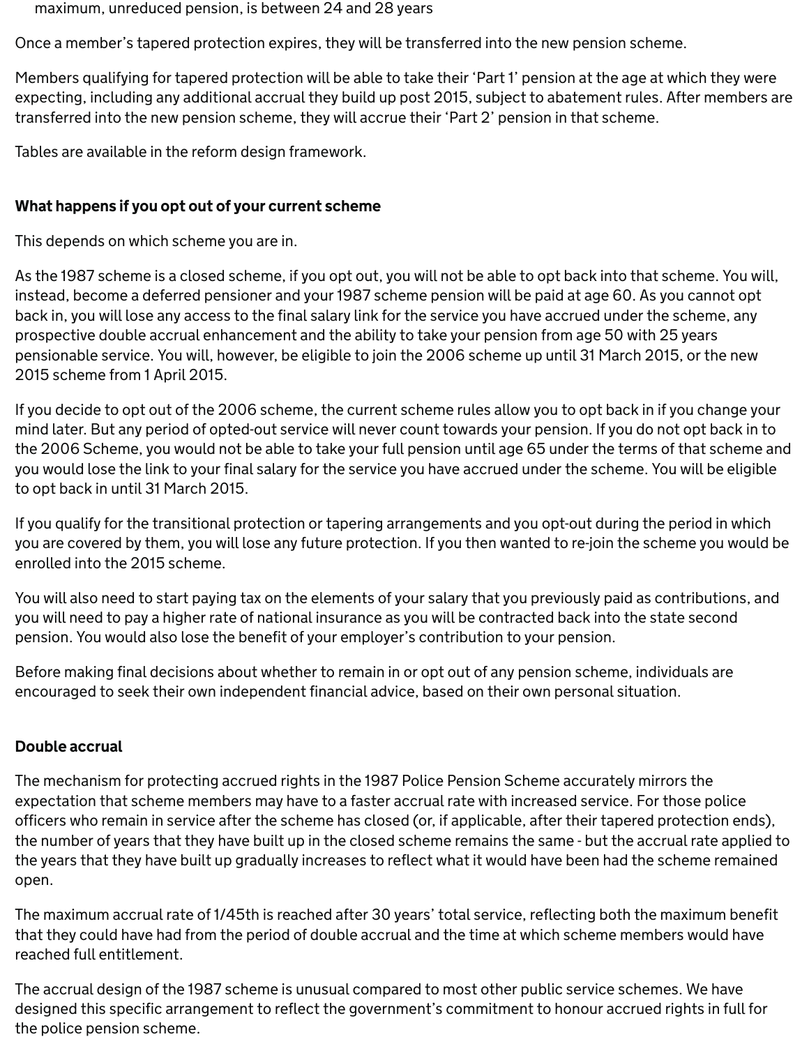maximum, unreduced pension, is between 24 and 28 years

Once a member's tapered protection expires, they will be transferred into the new pension scheme.

Members qualifying for tapered protection will be able to take their 'Part 1' pension at the age at which they were expecting, including any additional accrual they build up post 2015, subject to abatement rules. After members are transferred into the new pension scheme, they will accrue their 'Part 2' pension in that scheme.

Tables are available in the reform design framework.

**What happens if you opt out of your current scheme**

This depends on which scheme you are in.

As the 1987 scheme is a closed scheme, if you opt out, you will not be able to opt back into that scheme. You will, instead, become a deferred pensioner and your 1987 scheme pension will be paid at age 60. As you cannot opt back in, you will lose any access to the final salary link for the service you have accrued under the scheme, any prospective double accrual enhancement and the ability to take your pension from age 50 with 25 years pensionable service. You will, however, be eligible to join the 2006 scheme up until 31 March 2015, or the new 2015 scheme from 1 April 2015.

If you decide to opt out of the 2006 scheme, the current scheme rules allow you to opt back in if you change your mind later. But any period of opted-out service will never count towards your pension. If you do not opt back in to the 2006 Scheme, you would not be able to take your full pension until age 65 under the terms of that scheme and you would lose the link to your final salary for the service you have accrued under the scheme. You will be eligible to opt back in until 31 March 2015.

If you qualify for the transitional protection or tapering arrangements and you opt-out during the period in which you are covered by them, you will lose any future protection. If you then wanted to re-join the scheme you would be enrolled into the 2015 scheme.

You will also need to start paying tax on the elements of your salary that you previously paid as contributions, and you will need to pay a higher rate of national insurance as you will be contracted back into the state second pension. You would also lose the benefit of your employer's contribution to your pension.

Before making final decisions about whether to remain in or opt out of any pension scheme, individuals are encouraged to seek their own independent financial advice, based on their own personal situation.

**Double accrual**

The mechanism for protecting accrued rights in the 1987 Police Pension Scheme accurately mirrors the expectation that scheme members may have to a faster accrual rate with increased service. For those police officers who remain in service after the scheme has closed (or, if applicable, after their tapered protection ends), the number of years that they have built up in the closed scheme remains the same - but the accrual rate applied to the years that they have built up gradually increases to reflect what it would have been had the scheme remained open.

The maximum accrual rate of 1/45th is reached after 30 years' total service, reflecting both the maximum benefit that they could have had from the period of double accrual and the time at which scheme members would have reached full entitlement.

The accrual design of the 1987 scheme is unusual compared to most other public service schemes. We have designed this specific arrangement to reflect the government's commitment to honour accrued rights in full for the police pension scheme.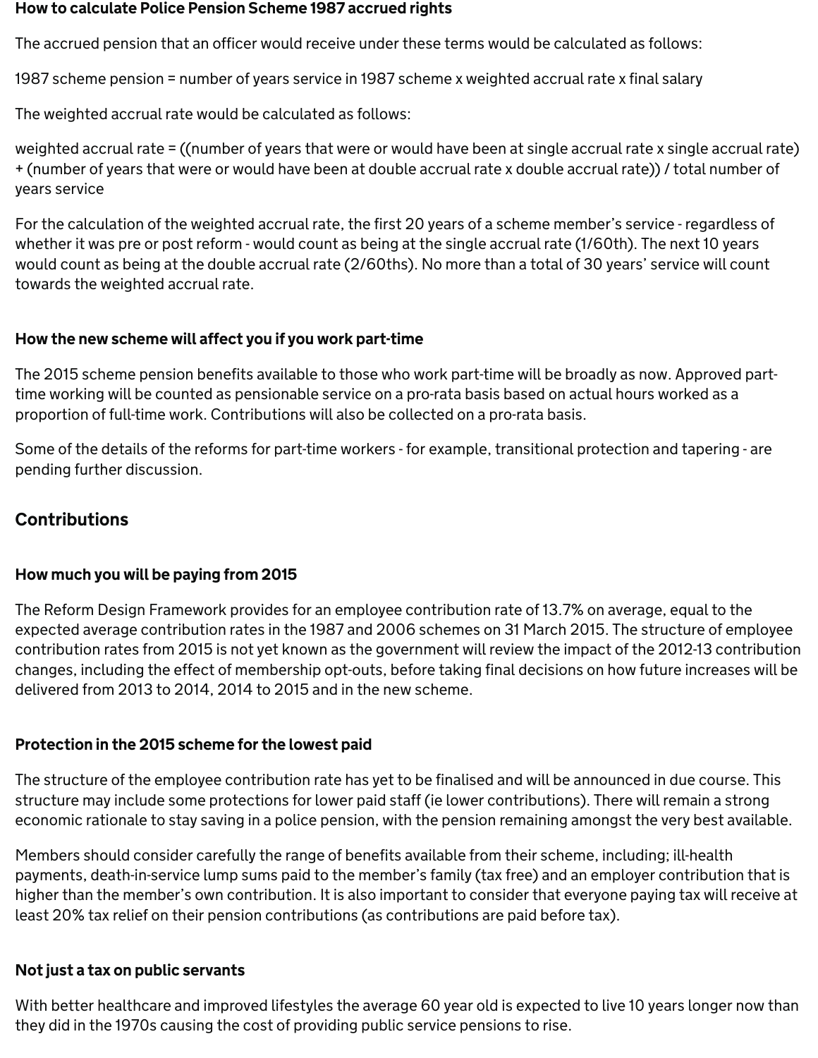### How to calculate Police Pension Scheme 1987 accrued rights

The accrued pension that an officer would receive under these terms would be calculated as follows:

1987 scheme pension = number of years service in 1987 scheme x weighted accrual rate x final salary

The weighted accrual rate would be calculated as follows:

weighted accrual rate = ((number of years that were or would have been at single accrual rate x single accrual rate) + (number of years that were or would have been at double accrual rate x double accrual rate)) / total number of years service

For the calculation of the weighted accrual rate, the first 20 years of a scheme member's service - regardless of whether it was pre or post reform - would count as being at the single accrual rate (1/60th). The next 10 years would count as being at the double accrual rate (2/60ths). No more than a total of 30 years' service will count towards the weighted accrual rate.

### How the new scheme will affect you if you work part-time

The 2015 scheme pension benefits available to those who work part-time will be broadly as now. Approved part-time working will be counted as pensionable service on a pro-rata basis based on actual hours worked as a proportion of full-time work. Contributions will also be collected on a pro-rata basis.

Some of the details of the reforms for part-time workers - for example, transitional protection and tapering - are pending further discussion.

## Contributions

### How much you will be paying from 2015

The Reform Design Framework provides for an employee contribution rate of 13.7% on average, equal to the expected average contribution rates in the 1987 and 2006 schemes on 31 March 2015. The structure of employee contribution rates from 2015 is not yet known as the government will review the impact of the 2012-13 contribution changes, including the effect of membership opt-outs, before taking final decisions on how future increases will be delivered from 2013 to 2014, 2014 to 2015 and in the new scheme.

### Protection in the 2015 scheme for the lowest paid

The structure of the employee contribution rate has yet to be finalised and will be announced in due course. This structure may include some protections for lower paid staff (ie lower contributions). There will remain a strong economic rationale to stay saving in a police pension, with the pension remaining amongst the very best available.

Members should consider carefully the range of benefits available from their scheme, including; ill-health payments, death-in-service lump sums paid to the member's family (tax free) and an employer contribution that is higher than the member's own contribution. It is also important to consider that everyone paying tax will receive at least 20% tax relief on their pension contributions (as contributions are paid before tax).

### Not just a tax on public servants

With better healthcare and improved lifestyles the average 60 year old is expected to live 10 years longer now than they did in the 1970s causing the cost of providing public service pensions to rise.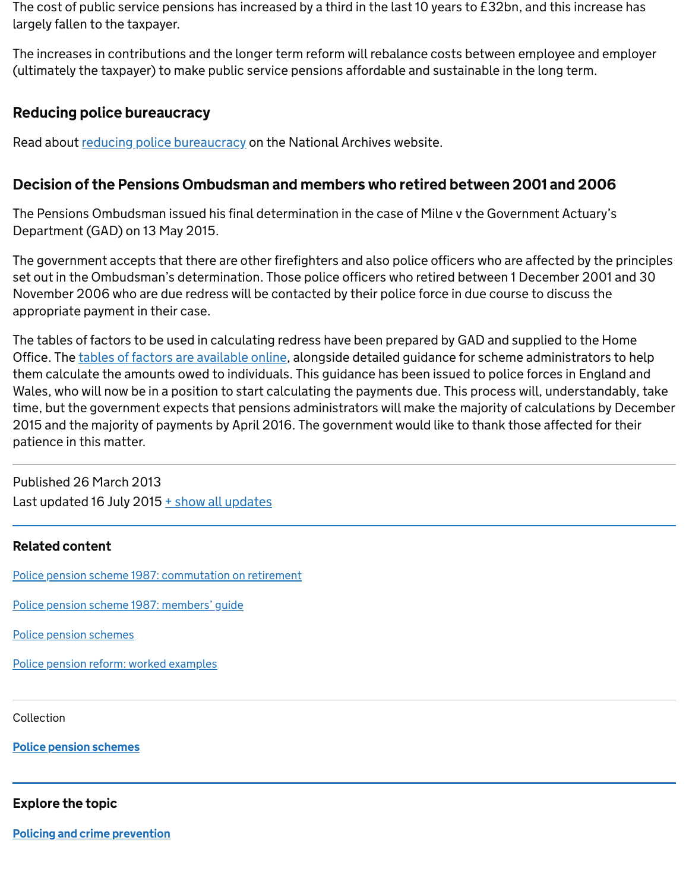The cost of public service pensions has increased by a third in the last 10 years to £32bn, and this increase has largely fallen to the taxpayer.

The increases in contributions and the longer term reform will rebalance costs between employee and employer (ultimately the taxpayer) to make public service pensions affordable and sustainable in the long term.

## Reducing police bureaucracy

Read about [reducing police bureaucracy] on the National Archives website.

## Decision of the Pensions Ombudsman and members who retired between 2001 and 2006

The Pensions Ombudsman issued his final determination in the case of Milne v the Government Actuary's Department (GAD) on 13 May 2015.

The government accepts that there are other firefighters and also police officers who are affected by the principles set out in the Ombudsman's determination. Those police officers who retired between 1 December 2001 and 30 November 2006 who are due redress will be contacted by their police force in due course to discuss the appropriate payment in their case.

The tables of factors to be used in calculating redress have been prepared by GAD and supplied to the Home Office. The [tables of factors are available online], alongside detailed guidance for scheme administrators to help them calculate the amounts owed to individuals. This guidance has been issued to police forces in England and Wales, who will now be in a position to start calculating the payments due. This process will, understandably, take time, but the government expects that pensions administrators will make the majority of calculations by December 2015 and the majority of payments by April 2016. The government would like to thank those affected for their patience in this matter.

---

Published 26 March 2013
Last updated 16 July 2015 + show all updates

---

### Related content

[Police pension scheme 1987: commutation on retirement]

[Police pension scheme 1987: members' guide]

[Police pension schemes]

[Police pension reform: worked examples]

---

Collection

**[Police pension schemes]**

---

### Explore the topic

**[Policing and crime prevention]**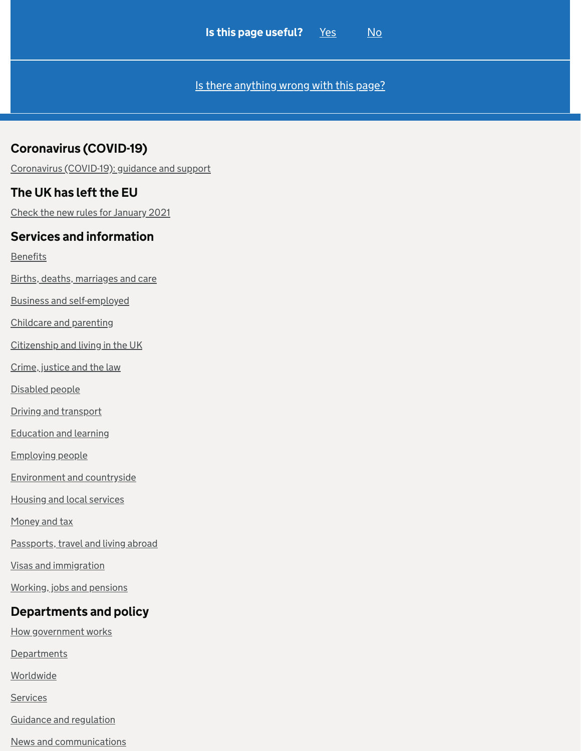Is this page useful? Yes No

Is there anything wrong with this page?

## Coronavirus (COVID-19)

Coronavirus (COVID-19): guidance and support

## The UK has left the EU

Check the new rules for January 2021

## Services and information

Benefits

Births, deaths, marriages and care

Business and self-employed

Childcare and parenting

Citizenship and living in the UK

Crime, justice and the law

Disabled people

Driving and transport

Education and learning

Employing people

Environment and countryside

Housing and local services

Money and tax

Passports, travel and living abroad

Visas and immigration

Working, jobs and pensions

## Departments and policy

How government works

Departments

Worldwide

Services

Guidance and regulation

News and communications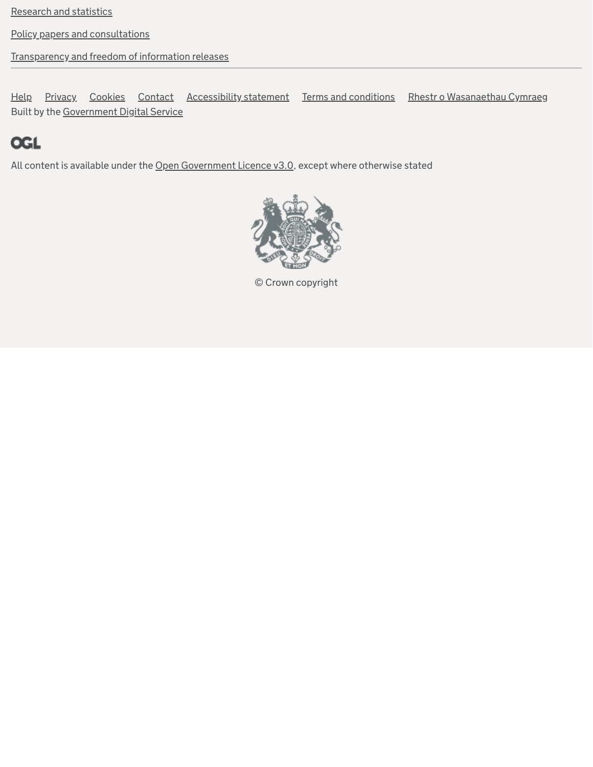Research and statistics

Policy papers and consultations

Transparency and freedom of information releases

---

Help Privacy Cookies Contact Accessibility statement Terms and conditions Rhestr o Wasanaethau Cymraeg

Built by the Government Digital Service

OGL

All content is available under the Open Government Licence v3.0, except where otherwise stated

© Crown copyright